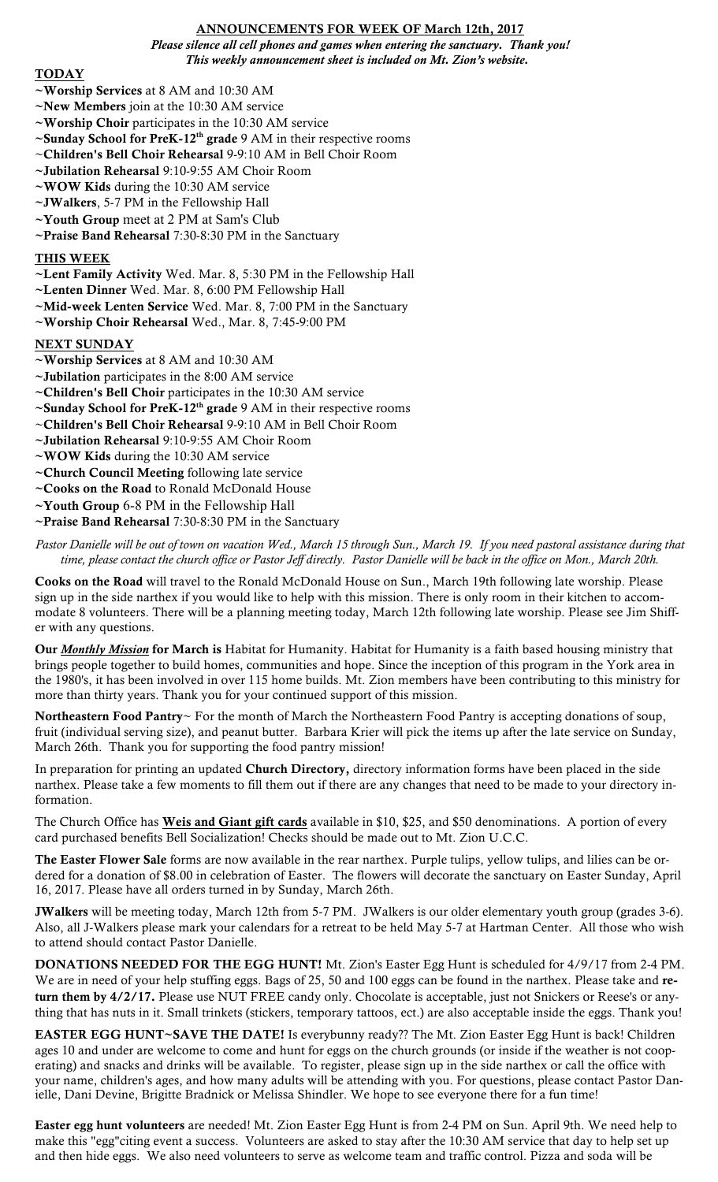## ANNOUNCEMENTS FOR WEEK OF March 12th, 2017

***Please silence all cell phones and games when entering the sanctuary. Thank you!***
***This weekly announcement sheet is included on Mt. Zion's website.***

### TODAY

~**Worship Services** at 8 AM and 10:30 AM
~**New Members** join at the 10:30 AM service
~**Worship Choir** participates in the 10:30 AM service
~**Sunday School for PreK-12th grade** 9 AM in their respective rooms
~**Children's Bell Choir Rehearsal** 9-9:10 AM in Bell Choir Room
~**Jubilation Rehearsal** 9:10-9:55 AM Choir Room
~**WOW Kids** during the 10:30 AM service
~**JWalkers**, 5-7 PM in the Fellowship Hall
~**Youth Group** meet at 2 PM at Sam's Club
~**Praise Band Rehearsal** 7:30-8:30 PM in the Sanctuary

### THIS WEEK

~**Lent Family Activity** Wed. Mar. 8, 5:30 PM in the Fellowship Hall
~**Lenten Dinner** Wed. Mar. 8, 6:00 PM Fellowship Hall
~**Mid-week Lenten Service** Wed. Mar. 8, 7:00 PM in the Sanctuary
~**Worship Choir Rehearsal** Wed., Mar. 8, 7:45-9:00 PM

### NEXT SUNDAY

~**Worship Services** at 8 AM and 10:30 AM
~**Jubilation** participates in the 8:00 AM service
~**Children's Bell Choir** participates in the 10:30 AM service
~**Sunday School for PreK-12th grade** 9 AM in their respective rooms
~**Children's Bell Choir Rehearsal** 9-9:10 AM in Bell Choir Room
~**Jubilation Rehearsal** 9:10-9:55 AM Choir Room
~**WOW Kids** during the 10:30 AM service
~**Church Council Meeting** following late service
~**Cooks on the Road** to Ronald McDonald House
~**Youth Group** 6-8 PM in the Fellowship Hall
~**Praise Band Rehearsal** 7:30-8:30 PM in the Sanctuary

*Pastor Danielle will be out of town on vacation Wed., March 15 through Sun., March 19. If you need pastoral assistance during that time, please contact the church office or Pastor Jeff directly. Pastor Danielle will be back in the office on Mon., March 20th.*

**Cooks on the Road** will travel to the Ronald McDonald House on Sun., March 19th following late worship. Please sign up in the side narthex if you would like to help with this mission. There is only room in their kitchen to accommodate 8 volunteers. There will be a planning meeting today, March 12th following late worship. Please see Jim Shiffer with any questions.

**Our *Monthly Mission* for March is** Habitat for Humanity. Habitat for Humanity is a faith based housing ministry that brings people together to build homes, communities and hope. Since the inception of this program in the York area in the 1980's, it has been involved in over 115 home builds. Mt. Zion members have been contributing to this ministry for more than thirty years. Thank you for your continued support of this mission.

**Northeastern Food Pantry**~ For the month of March the Northeastern Food Pantry is accepting donations of soup, fruit (individual serving size), and peanut butter. Barbara Krier will pick the items up after the late service on Sunday, March 26th. Thank you for supporting the food pantry mission!

In preparation for printing an updated **Church Directory,** directory information forms have been placed in the side narthex. Please take a few moments to fill them out if there are any changes that need to be made to your directory information.

The Church Office has **Weis and Giant gift cards** available in $10, $25, and $50 denominations. A portion of every card purchased benefits Bell Socialization! Checks should be made out to Mt. Zion U.C.C.

**The Easter Flower Sale** forms are now available in the rear narthex. Purple tulips, yellow tulips, and lilies can be ordered for a donation of $8.00 in celebration of Easter. The flowers will decorate the sanctuary on Easter Sunday, April 16, 2017. Please have all orders turned in by Sunday, March 26th.

**JWalkers** will be meeting today, March 12th from 5-7 PM. JWalkers is our older elementary youth group (grades 3-6). Also, all J-Walkers please mark your calendars for a retreat to be held May 5-7 at Hartman Center. All those who wish to attend should contact Pastor Danielle.

**DONATIONS NEEDED FOR THE EGG HUNT!** Mt. Zion's Easter Egg Hunt is scheduled for 4/9/17 from 2-4 PM. We are in need of your help stuffing eggs. Bags of 25, 50 and 100 eggs can be found in the narthex. Please take and **return them by 4/2/17.** Please use NUT FREE candy only. Chocolate is acceptable, just not Snickers or Reese's or anything that has nuts in it. Small trinkets (stickers, temporary tattoos, ect.) are also acceptable inside the eggs. Thank you!

**EASTER EGG HUNT~SAVE THE DATE!** Is everybunny ready?? The Mt. Zion Easter Egg Hunt is back! Children ages 10 and under are welcome to come and hunt for eggs on the church grounds (or inside if the weather is not cooperating) and snacks and drinks will be available. To register, please sign up in the side narthex or call the office with your name, children's ages, and how many adults will be attending with you. For questions, please contact Pastor Danielle, Dani Devine, Brigitte Bradnick or Melissa Shindler. We hope to see everyone there for a fun time!

**Easter egg hunt volunteers** are needed! Mt. Zion Easter Egg Hunt is from 2-4 PM on Sun. April 9th. We need help to make this "egg"citing event a success. Volunteers are asked to stay after the 10:30 AM service that day to help set up and then hide eggs. We also need volunteers to serve as welcome team and traffic control. Pizza and soda will be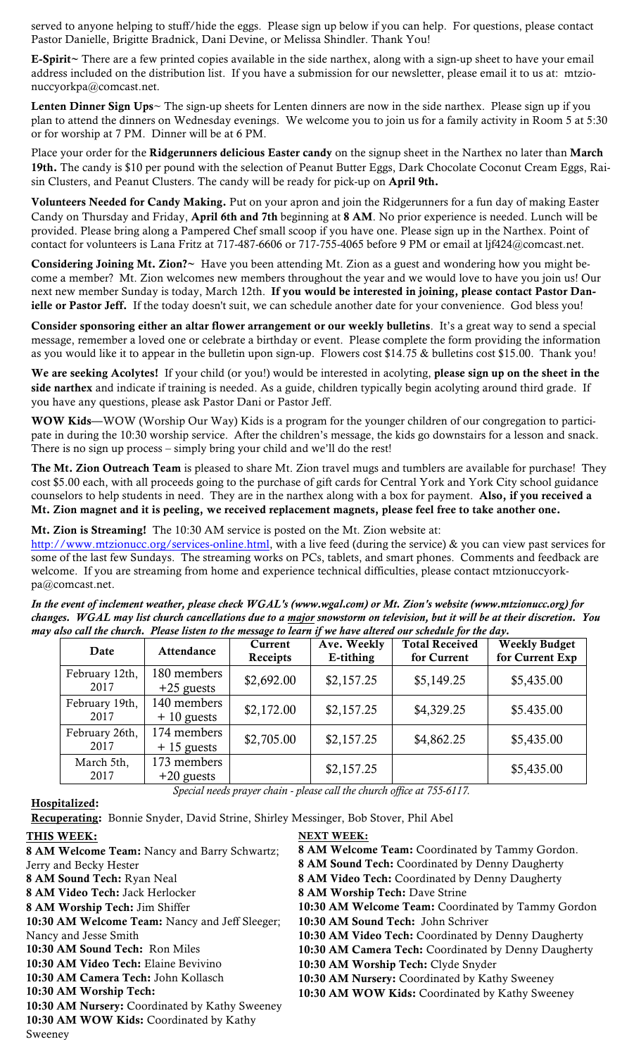served to anyone helping to stuff/hide the eggs. Please sign up below if you can help. For questions, please contact Pastor Danielle, Brigitte Bradnick, Dani Devine, or Melissa Shindler. Thank You!

**E-Spirit~** There are a few printed copies available in the side narthex, along with a sign-up sheet to have your email address included on the distribution list. If you have a submission for our newsletter, please email it to us at: mtzionuccyorkpa@comcast.net.

**Lenten Dinner Sign Ups**~ The sign-up sheets for Lenten dinners are now in the side narthex. Please sign up if you plan to attend the dinners on Wednesday evenings. We welcome you to join us for a family activity in Room 5 at 5:30 or for worship at 7 PM. Dinner will be at 6 PM.

Place your order for the **Ridgerunners delicious Easter candy** on the signup sheet in the Narthex no later than **March 19th.** The candy is $10 per pound with the selection of Peanut Butter Eggs, Dark Chocolate Coconut Cream Eggs, Raisin Clusters, and Peanut Clusters. The candy will be ready for pick-up on **April 9th.**

**Volunteers Needed for Candy Making.** Put on your apron and join the Ridgerunners for a fun day of making Easter Candy on Thursday and Friday, **April 6th and 7th** beginning at **8 AM**. No prior experience is needed. Lunch will be provided. Please bring along a Pampered Chef small scoop if you have one. Please sign up in the Narthex. Point of contact for volunteers is Lana Fritz at 717-487-6606 or 717-755-4065 before 9 PM or email at ljf424@comcast.net.

**Considering Joining Mt. Zion?~** Have you been attending Mt. Zion as a guest and wondering how you might become a member? Mt. Zion welcomes new members throughout the year and we would love to have you join us! Our next new member Sunday is today, March 12th. **If you would be interested in joining, please contact Pastor Danielle or Pastor Jeff.** If the today doesn't suit, we can schedule another date for your convenience. God bless you!

**Consider sponsoring either an altar flower arrangement or our weekly bulletins**. It's a great way to send a special message, remember a loved one or celebrate a birthday or event. Please complete the form providing the information as you would like it to appear in the bulletin upon sign-up. Flowers cost $14.75 & bulletins cost $15.00. Thank you!

**We are seeking Acolytes!** If your child (or you!) would be interested in acolyting, **please sign up on the sheet in the side narthex** and indicate if training is needed. As a guide, children typically begin acolyting around third grade. If you have any questions, please ask Pastor Dani or Pastor Jeff.

**WOW Kids**—WOW (Worship Our Way) Kids is a program for the younger children of our congregation to participate in during the 10:30 worship service. After the children's message, the kids go downstairs for a lesson and snack. There is no sign up process – simply bring your child and we'll do the rest!

**The Mt. Zion Outreach Team** is pleased to share Mt. Zion travel mugs and tumblers are available for purchase! They cost $5.00 each, with all proceeds going to the purchase of gift cards for Central York and York City school guidance counselors to help students in need. They are in the narthex along with a box for payment. **Also, if you received a Mt. Zion magnet and it is peeling, we received replacement magnets, please feel free to take another one.**

**Mt. Zion is Streaming!** The 10:30 AM service is posted on the Mt. Zion website at: http://www.mtzionucc.org/services-online.html, with a live feed (during the service) & you can view past services for some of the last few Sundays. The streaming works on PCs, tablets, and smart phones. Comments and feedback are welcome. If you are streaming from home and experience technical difficulties, please contact mtzionuccyorkpa@comcast.net.

***In the event of inclement weather, please check WGAL's (www.wgal.com) or Mt. Zion's website (www.mtzionucc.org) for changes. WGAL may list church cancellations due to a major snowstorm on television, but it will be at their discretion. You may also call the church. Please listen to the message to learn if we have altered our schedule for the day.***

| Date | Attendance | Current Receipts | Ave. Weekly E-tithing | Total Received for Current | Weekly Budget for Current Exp |
|---|---|---|---|---|---|
| February 12th, 2017 | 180 members +25 guests | $2,692.00 | $2,157.25 | $5,149.25 | $5,435.00 |
| February 19th, 2017 | 140 members + 10 guests | $2,172.00 | $2,157.25 | $4,329.25 | $5.435.00 |
| February 26th, 2017 | 174 members + 15 guests | $2,705.00 | $2,157.25 | $4,862.25 | $5,435.00 |
| March 5th, 2017 | 173 members +20 guests | | $2,157.25 | | $5,435.00 |

*Special needs prayer chain - please call the church office at 755-6117.*

**Hospitalized:**

**Recuperating:** Bonnie Snyder, David Strine, Shirley Messinger, Bob Stover, Phil Abel

**THIS WEEK:**

**8 AM Welcome Team:** Nancy and Barry Schwartz; Jerry and Becky Hester
**8 AM Sound Tech:** Ryan Neal
**8 AM Video Tech:** Jack Herlocker
**8 AM Worship Tech:** Jim Shiffer
**10:30 AM Welcome Team:** Nancy and Jeff Sleeger; Nancy and Jesse Smith
**10:30 AM Sound Tech:** Ron Miles
**10:30 AM Video Tech:** Elaine Bevivino
**10:30 AM Camera Tech:** John Kollasch
**10:30 AM Worship Tech:**
**10:30 AM Nursery:** Coordinated by Kathy Sweeney
**10:30 AM WOW Kids:** Coordinated by Kathy Sweeney

**NEXT WEEK:**

**8 AM Welcome Team:** Coordinated by Tammy Gordon.
**8 AM Sound Tech:** Coordinated by Denny Daugherty
**8 AM Video Tech:** Coordinated by Denny Daugherty
**8 AM Worship Tech:** Dave Strine
**10:30 AM Welcome Team:** Coordinated by Tammy Gordon
**10:30 AM Sound Tech:** John Schriver
**10:30 AM Video Tech:** Coordinated by Denny Daugherty
**10:30 AM Camera Tech:** Coordinated by Denny Daugherty
**10:30 AM Worship Tech:** Clyde Snyder
**10:30 AM Nursery:** Coordinated by Kathy Sweeney
**10:30 AM WOW Kids:** Coordinated by Kathy Sweeney